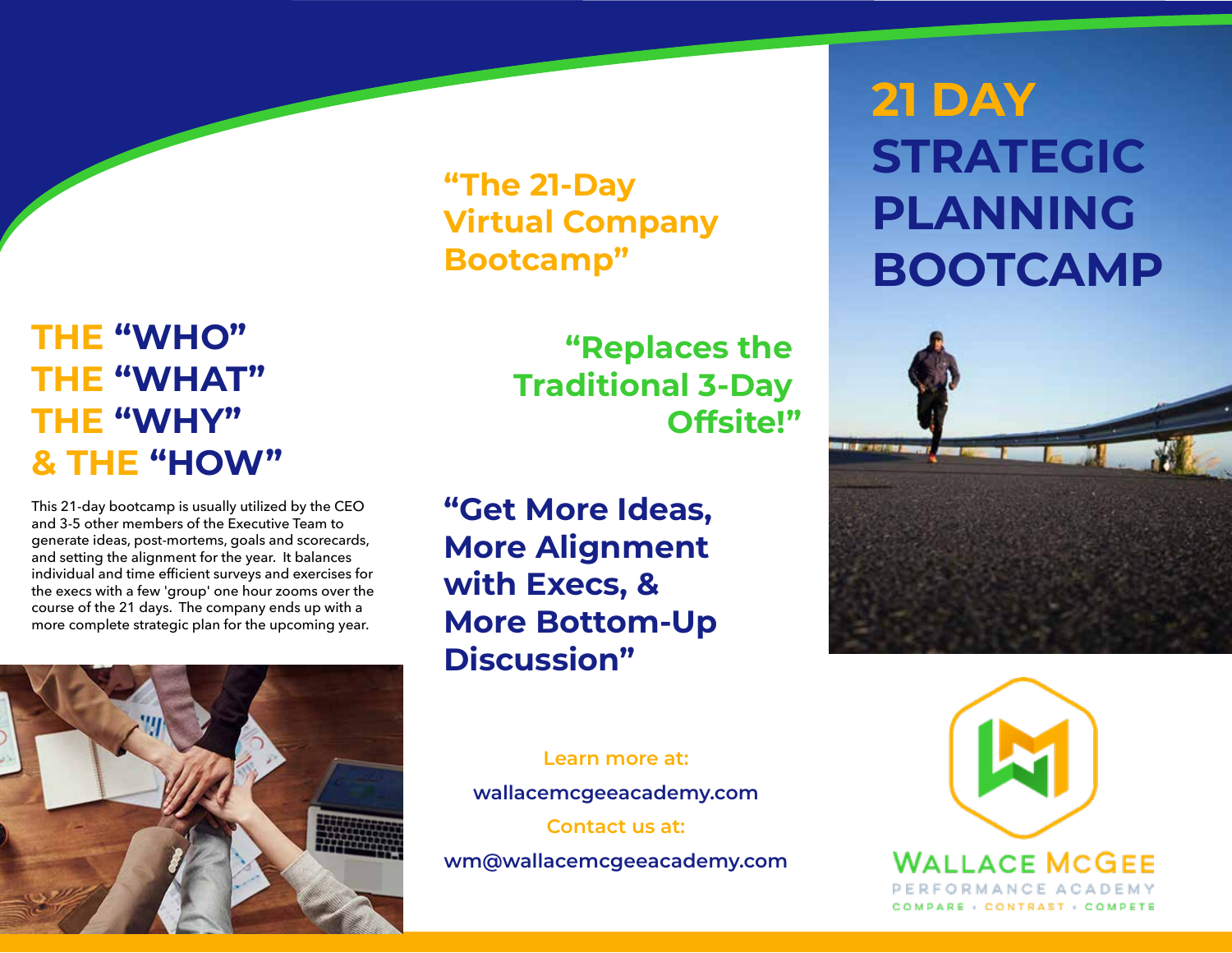# 21 DAY STRATEGIC PLANNING BOOTCAMP

## "The 21-Day Virtual Company Bootcamp"

## "Replaces the Traditional 3-Day Offsite!"

## THE "WHO" THE "WHAT" THE "WHY" & THE "HOW"

This 21-day bootcamp is usually utilized by the CEO and 3-5 other members of the Executive Team to generate ideas, post-mortems, goals and scorecards, and setting the alignment for the year. It balances individual and time efficient surveys and exercises for the execs with a few 'group' one hour zooms over the course of the 21 days. The company ends up with a more complete strategic plan for the upcoming year.

## "Get More Ideas, More Alignment with Execs, & More Bottom-Up Discussion"

Learn more at:

wallacemcgeeacademy.com

Contact us at:

wm@wallacemcgeeacademy.com

WALLACE MCGEE
PERFORMANCE ACADEMY
COMPARE • CONTRAST • COMPETE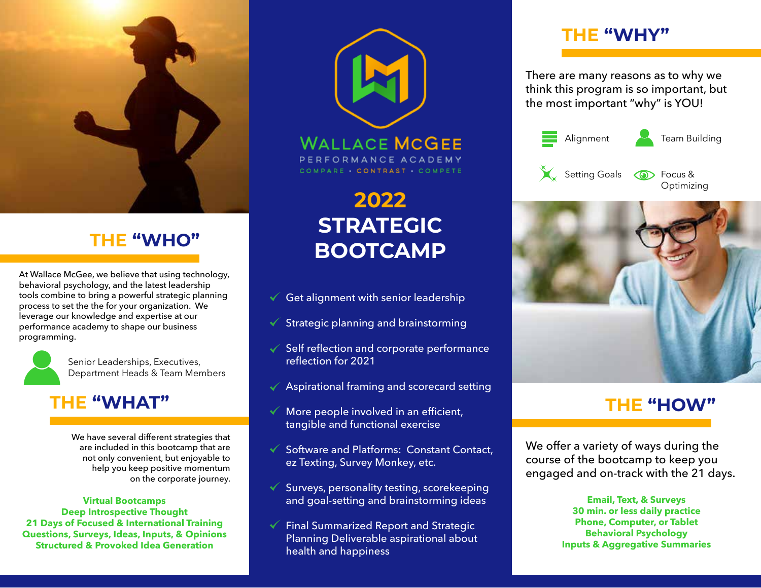## THE "WHO"

At Wallace McGee, we believe that using technology, behavioral psychology, and the latest leadership tools combine to bring a powerful strategic planning process to set the the for your organization. We leverage our knowledge and expertise at our performance academy to shape our business programming.

Senior Leaderships, Executives, Department Heads & Team Members

## THE "WHAT"

We have several different strategies that are included in this bootcamp that are not only convenient, but enjoyable to help you keep positive momentum on the corporate journey.

**Virtual Bootcamps**
**Deep Introspective Thought**
**21 Days of Focused & International Training**
**Questions, Surveys, Ideas, Inputs, & Opinions**
**Structured & Provoked Idea Generation**

WALLACE MCGEE
PERFORMANCE ACADEMY
COMPARE • CONTRAST • COMPETE

# 2022 STRATEGIC BOOTCAMP

- Get alignment with senior leadership
- Strategic planning and brainstorming
- Self reflection and corporate performance reflection for 2021
- Aspirational framing and scorecard setting
- More people involved in an efficient, tangible and functional exercise
- Software and Platforms: Constant Contact, ez Texting, Survey Monkey, etc.
- Surveys, personality testing, scorekeeping and goal-setting and brainstorming ideas
- Final Summarized Report and Strategic Planning Deliverable aspirational about health and happiness

## THE "WHY"

There are many reasons as to why we think this program is so important, but the most important "why" is YOU!

- Alignment
- Team Building
- Setting Goals
- Focus & Optimizing

## THE "HOW"

We offer a variety of ways during the course of the bootcamp to keep you engaged and on-track with the 21 days.

**Email, Text, & Surveys**
**30 min. or less daily practice**
**Phone, Computer, or Tablet**
**Behavioral Psychology**
**Inputs & Aggregative Summaries**